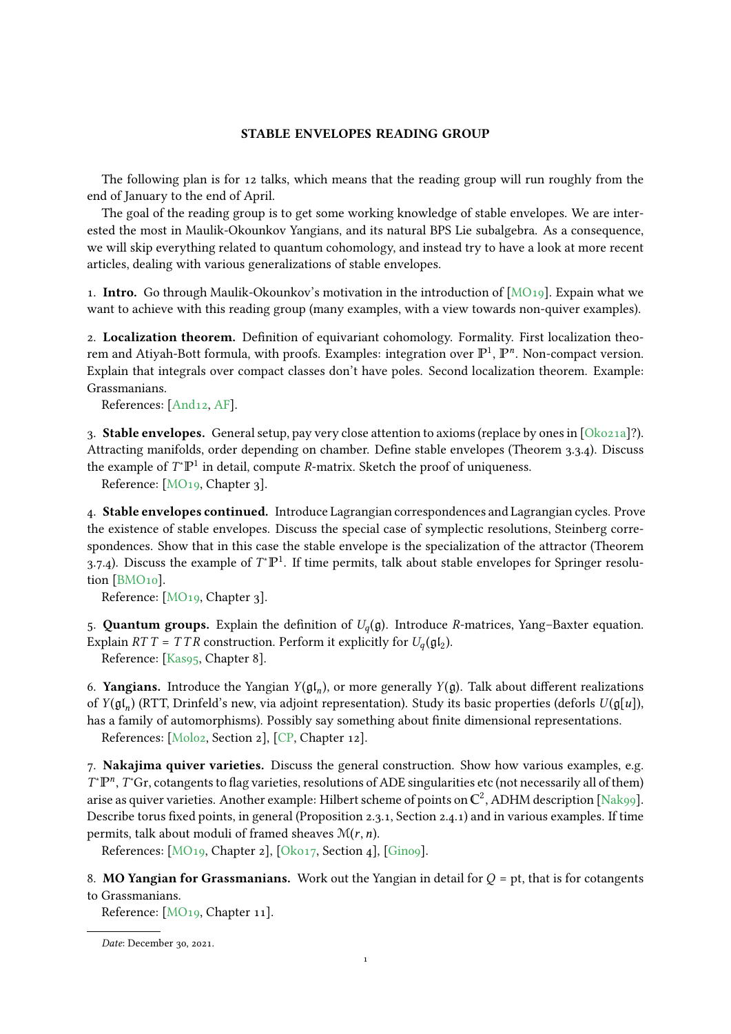# STABLE ENVELOPES READING GROUP

The following plan is for 12 talks, which means that the reading group will run roughly from the end of January to the end of April.

The goal of the reading group is to get some working knowledge of stable envelopes. We are interested the most in Maulik-Okounkov Yangians, and its natural BPS Lie subalgebra. As a consequence, we will skip everything related to quantum cohomology, and instead try to have a look at more recent articles, dealing with various generalizations of stable envelopes.

1. **Intro.** Go through Maulik-Okounkov's motivation in the introduction of [MO19]. Expain what we want to achieve with this reading group (many examples, with a view towards non-quiver examples).

2. **Localization theorem.** Definition of equivariant cohomology. Formality. First localization theorem and Atiyah-Bott formula, with proofs. Examples: integration over $\mathbb{P}^1$, $\mathbb{P}^n$. Non-compact version. Explain that integrals over compact classes don't have poles. Second localization theorem. Example: Grassmanians.

   References: [And12, AF].

3. **Stable envelopes.** General setup, pay very close attention to axioms (replace by ones in [Oko21a]?). Attracting manifolds, order depending on chamber. Define stable envelopes (Theorem 3.3.4). Discuss the example of $T^*\mathbb{P}^1$ in detail, compute $R$-matrix. Sketch the proof of uniqueness.

   Reference: [MO19, Chapter 3].

4. **Stable envelopes continued.** Introduce Lagrangian correspondences and Lagrangian cycles. Prove the existence of stable envelopes. Discuss the special case of symplectic resolutions, Steinberg correspondences. Show that in this case the stable envelope is the specialization of the attractor (Theorem 3.7.4). Discuss the example of $T^*\mathbb{P}^1$. If time permits, talk about stable envelopes for Springer resolution [BMO10].

   Reference: [MO19, Chapter 3].

5. **Quantum groups.** Explain the definition of $U_q(\mathfrak{g})$. Introduce $R$-matrices, Yang–Baxter equation. Explain $RTT = TTR$ construction. Perform it explicitly for $U_q(\mathfrak{gl}_2)$.

   Reference: [Kas95, Chapter 8].

6. **Yangians.** Introduce the Yangian $Y(\mathfrak{gl}_n)$, or more generally $Y(\mathfrak{g})$. Talk about different realizations of $Y(\mathfrak{gl}_n)$ (RTT, Drinfeld's new, via adjoint representation). Study its basic properties (deforls $U(\mathfrak{g}[u])$, has a family of automorphisms). Possibly say something about finite dimensional representations.

   References: [Mol02, Section 2], [CP, Chapter 12].

7. **Nakajima quiver varieties.** Discuss the general construction. Show how various examples, e.g. $T^*\mathbb{P}^n$, $T^*\mathrm{Gr}$, cotangents to flag varieties, resolutions of ADE singularities etc (not necessarily all of them) arise as quiver varieties. Another example: Hilbert scheme of points on $\mathbb{C}^2$, ADHM description [Nak99]. Describe torus fixed points, in general (Proposition 2.3.1, Section 2.4.1) and in various examples. If time permits, talk about moduli of framed sheaves $\mathcal{M}(r,n)$.

   References: [MO19, Chapter 2], [Oko17, Section 4], [Gin09].

8. **MO Yangian for Grassmanians.** Work out the Yangian in detail for $Q = \mathrm{pt}$, that is for cotangents to Grassmanians.

   Reference: [MO19, Chapter 11].

*Date*: December 30, 2021.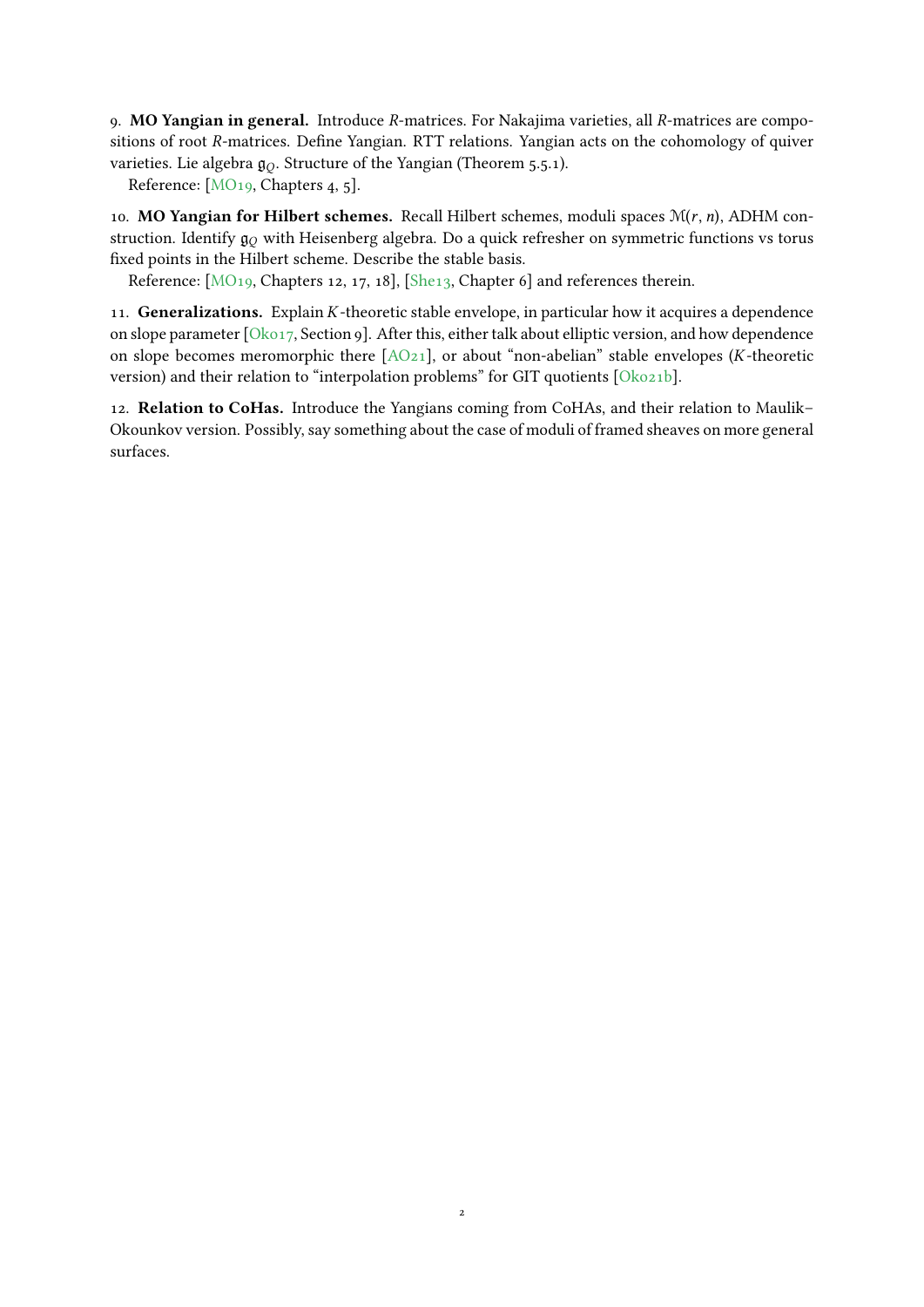9. **MO Yangian in general.** Introduce $R$-matrices. For Nakajima varieties, all $R$-matrices are compositions of root $R$-matrices. Define Yangian. RTT relations. Yangian acts on the cohomology of quiver varieties. Lie algebra $\mathfrak{g}_Q$. Structure of the Yangian (Theorem 5.5.1).

Reference: [MO19, Chapters 4, 5].

10. **MO Yangian for Hilbert schemes.** Recall Hilbert schemes, moduli spaces $\mathcal{M}(r, n)$, ADHM construction. Identify $\mathfrak{g}_Q$ with Heisenberg algebra. Do a quick refresher on symmetric functions vs torus fixed points in the Hilbert scheme. Describe the stable basis.

Reference: [MO19, Chapters 12, 17, 18], [She13, Chapter 6] and references therein.

11. **Generalizations.** Explain $K$-theoretic stable envelope, in particular how it acquires a dependence on slope parameter [Oko17, Section 9]. After this, either talk about elliptic version, and how dependence on slope becomes meromorphic there [AO21], or about "non-abelian" stable envelopes ($K$-theoretic version) and their relation to "interpolation problems" for GIT quotients [Oko21b].

12. **Relation to CoHas.** Introduce the Yangians coming from CoHAs, and their relation to Maulik–Okounkov version. Possibly, say something about the case of moduli of framed sheaves on more general surfaces.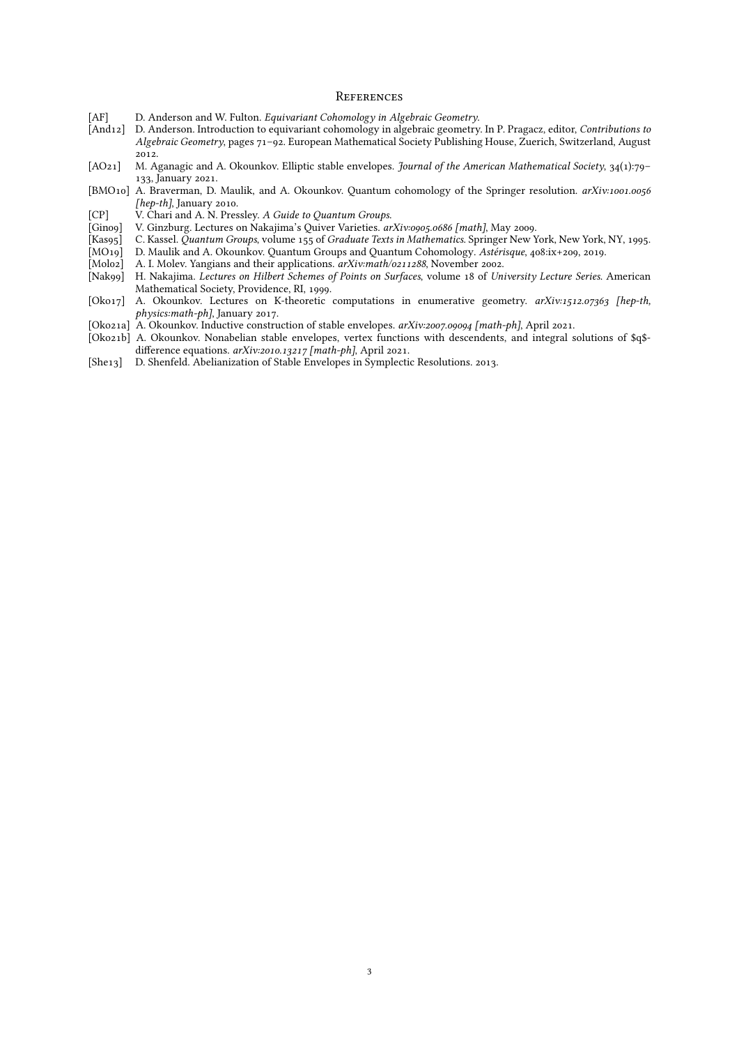## References

[AF] D. Anderson and W. Fulton. *Equivariant Cohomology in Algebraic Geometry.*

[And12] D. Anderson. Introduction to equivariant cohomology in algebraic geometry. In P. Pragacz, editor, *Contributions to Algebraic Geometry*, pages 71–92. European Mathematical Society Publishing House, Zuerich, Switzerland, August 2012.

[AO21] M. Aganagic and A. Okounkov. Elliptic stable envelopes. *Journal of the American Mathematical Society*, 34(1):79–133, January 2021.

[BMO10] A. Braverman, D. Maulik, and A. Okounkov. Quantum cohomology of the Springer resolution. *arXiv:1001.0056 [hep-th]*, January 2010.

[CP] V. Chari and A. N. Pressley. *A Guide to Quantum Groups.*

[Gin09] V. Ginzburg. Lectures on Nakajima's Quiver Varieties. *arXiv:0905.0686 [math]*, May 2009.

[Kas95] C. Kassel. *Quantum Groups*, volume 155 of *Graduate Texts in Mathematics*. Springer New York, New York, NY, 1995.

[MO19] D. Maulik and A. Okounkov. Quantum Groups and Quantum Cohomology. *Astérisque*, 408:ix+209, 2019.

[Mol02] A. I. Molev. Yangians and their applications. *arXiv:math/0211288*, November 2002.

[Nak99] H. Nakajima. *Lectures on Hilbert Schemes of Points on Surfaces*, volume 18 of *University Lecture Series*. American Mathematical Society, Providence, RI, 1999.

[Oko17] A. Okounkov. Lectures on K-theoretic computations in enumerative geometry. *arXiv:1512.07363 [hep-th, physics:math-ph]*, January 2017.

[Oko21a] A. Okounkov. Inductive construction of stable envelopes. *arXiv:2007.09094 [math-ph]*, April 2021.

[Oko21b] A. Okounkov. Nonabelian stable envelopes, vertex functions with descendents, and integral solutions of $q$-difference equations. *arXiv:2010.13217 [math-ph]*, April 2021.

[She13] D. Shenfeld. Abelianization of Stable Envelopes in Symplectic Resolutions. 2013.